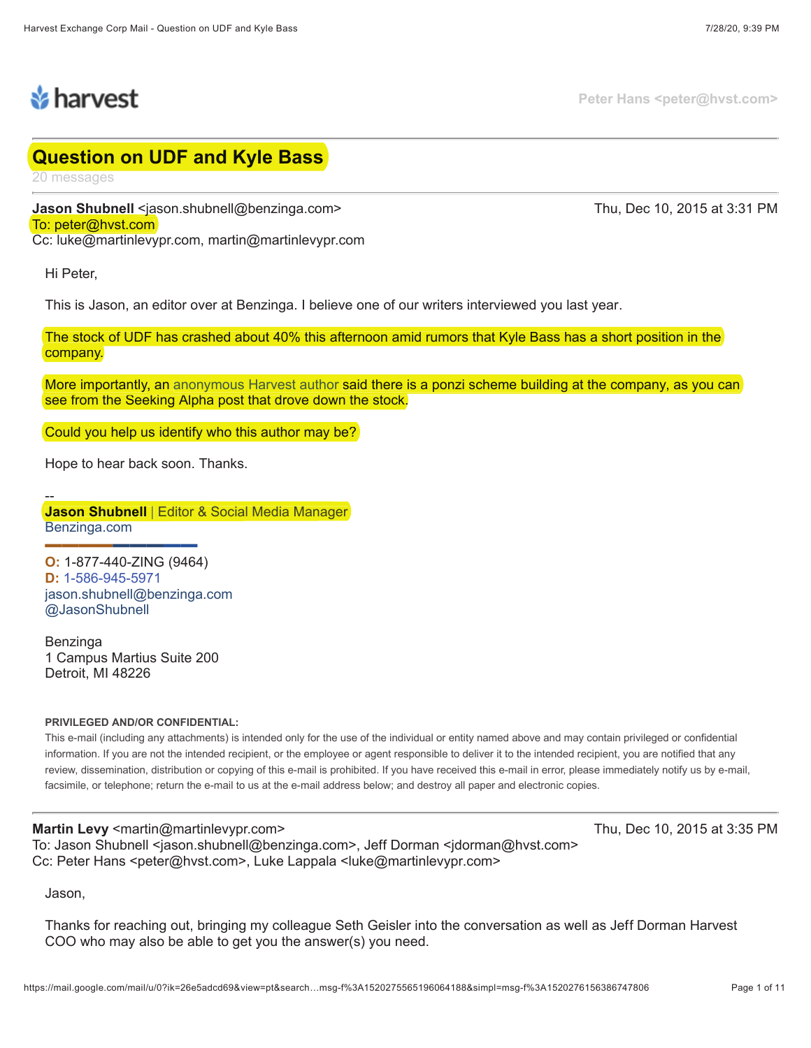harvest

Peter Hans <peter@hvst.com>

# Question on UDF and Kyle Bass

20 messages

**Jason Shubnell** <jason.shubnell@benzinga.com> Thu, Dec 10, 2015 at 3:31 PM
To: peter@hvst.com
Cc: luke@martinlevypr.com, martin@martinlevypr.com

Hi Peter,

This is Jason, an editor over at Benzinga. I believe one of our writers interviewed you last year.

The stock of UDF has crashed about 40% this afternoon amid rumors that Kyle Bass has a short position in the company.

More importantly, an anonymous Harvest author said there is a ponzi scheme building at the company, as you can see from the Seeking Alpha post that drove down the stock.

Could you help us identify who this author may be?

Hope to hear back soon. Thanks.

--
**Jason Shubnell** | Editor & Social Media Manager
Benzinga.com

O: 1-877-440-ZING (9464)
D: 1-586-945-5971
jason.shubnell@benzinga.com
@JasonShubnell

Benzinga
1 Campus Martius Suite 200
Detroit, MI 48226

**PRIVILEGED AND/OR CONFIDENTIAL:**
This e-mail (including any attachments) is intended only for the use of the individual or entity named above and may contain privileged or confidential information. If you are not the intended recipient, or the employee or agent responsible to deliver it to the intended recipient, you are notified that any review, dissemination, distribution or copying of this e-mail is prohibited. If you have received this e-mail in error, please immediately notify us by e-mail, facsimile, or telephone; return the e-mail to us at the e-mail address below; and destroy all paper and electronic copies.

---

**Martin Levy** <martin@martinlevypr.com> Thu, Dec 10, 2015 at 3:35 PM
To: Jason Shubnell <jason.shubnell@benzinga.com>, Jeff Dorman <jdorman@hvst.com>
Cc: Peter Hans <peter@hvst.com>, Luke Lappala <luke@martinlevypr.com>

Jason,

Thanks for reaching out, bringing my colleague Seth Geisler into the conversation as well as Jeff Dorman Harvest COO who may also be able to get you the answer(s) you need.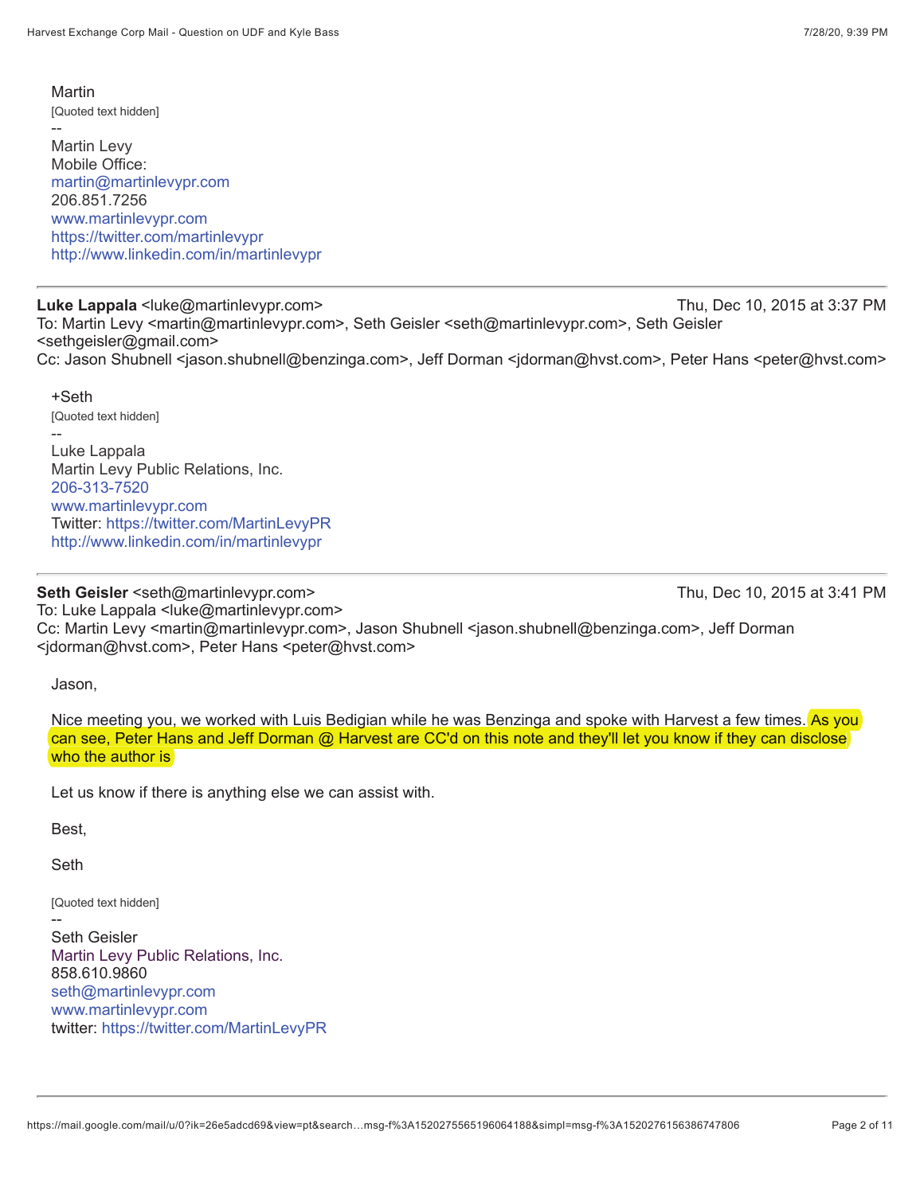Martin

[Quoted text hidden]

--

Martin Levy

Mobile Office:

martin@martinlevypr.com

206.851.7256

www.martinlevypr.com

https://twitter.com/martinlevypr

http://www.linkedin.com/in/martinlevypr

---

**Luke Lappala** <luke@martinlevypr.com> Thu, Dec 10, 2015 at 3:37 PM

To: Martin Levy <martin@martinlevypr.com>, Seth Geisler <seth@martinlevypr.com>, Seth Geisler <sethgeisler@gmail.com>

Cc: Jason Shubnell <jason.shubnell@benzinga.com>, Jeff Dorman <jdorman@hvst.com>, Peter Hans <peter@hvst.com>

+Seth

[Quoted text hidden]

--

Luke Lappala

Martin Levy Public Relations, Inc.

206-313-7520

www.martinlevypr.com

Twitter: https://twitter.com/MartinLevyPR

http://www.linkedin.com/in/martinlevypr

---

**Seth Geisler** <seth@martinlevypr.com> Thu, Dec 10, 2015 at 3:41 PM

To: Luke Lappala <luke@martinlevypr.com>

Cc: Martin Levy <martin@martinlevypr.com>, Jason Shubnell <jason.shubnell@benzinga.com>, Jeff Dorman <jdorman@hvst.com>, Peter Hans <peter@hvst.com>

Jason,

Nice meeting you, we worked with Luis Bedigian while he was Benzinga and spoke with Harvest a few times. As you can see, Peter Hans and Jeff Dorman @ Harvest are CC'd on this note and they'll let you know if they can disclose who the author is

Let us know if there is anything else we can assist with.

Best,

Seth

[Quoted text hidden]

--

Seth Geisler

Martin Levy Public Relations, Inc.

858.610.9860

seth@martinlevypr.com

www.martinlevypr.com

twitter: https://twitter.com/MartinLevyPR

---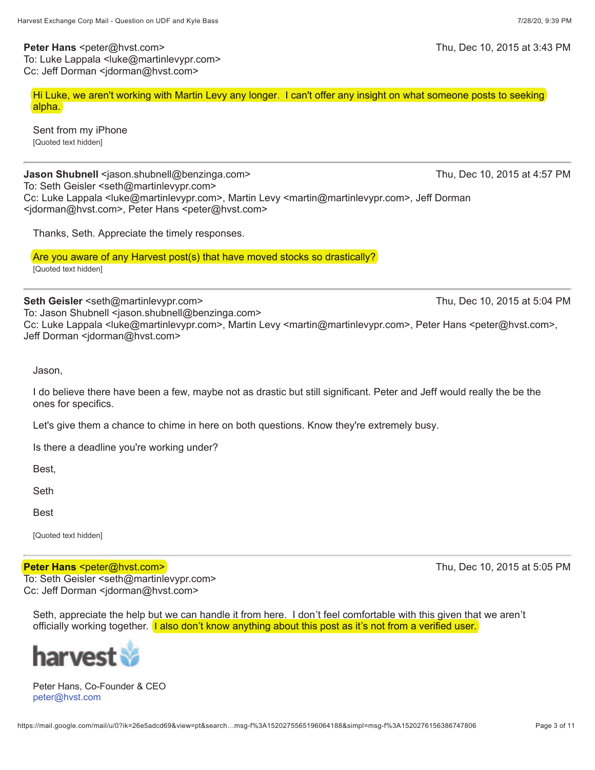**Peter Hans** <peter@hvst.com>
To: Luke Lappala <luke@martinlevypr.com>
Cc: Jeff Dorman <jdorman@hvst.com>

Thu, Dec 10, 2015 at 3:43 PM

Hi Luke, we aren't working with Martin Levy any longer. I can't offer any insight on what someone posts to seeking alpha.

Sent from my iPhone
[Quoted text hidden]

---

**Jason Shubnell** <jason.shubnell@benzinga.com>
To: Seth Geisler <seth@martinlevypr.com>
Cc: Luke Lappala <luke@martinlevypr.com>, Martin Levy <martin@martinlevypr.com>, Jeff Dorman <jdorman@hvst.com>, Peter Hans <peter@hvst.com>

Thu, Dec 10, 2015 at 4:57 PM

Thanks, Seth. Appreciate the timely responses.

Are you aware of any Harvest post(s) that have moved stocks so drastically?
[Quoted text hidden]

---

**Seth Geisler** <seth@martinlevypr.com>
To: Jason Shubnell <jason.shubnell@benzinga.com>
Cc: Luke Lappala <luke@martinlevypr.com>, Martin Levy <martin@martinlevypr.com>, Peter Hans <peter@hvst.com>, Jeff Dorman <jdorman@hvst.com>

Thu, Dec 10, 2015 at 5:04 PM

Jason,

I do believe there have been a few, maybe not as drastic but still significant. Peter and Jeff would really the be the ones for specifics.

Let's give them a chance to chime in here on both questions. Know they're extremely busy.

Is there a deadline you're working under?

Best,

Seth

Best

[Quoted text hidden]

---

**Peter Hans** <peter@hvst.com>
To: Seth Geisler <seth@martinlevypr.com>
Cc: Jeff Dorman <jdorman@hvst.com>

Thu, Dec 10, 2015 at 5:05 PM

Seth, appreciate the help but we can handle it from here. I don't feel comfortable with this given that we aren't officially working together. I also don't know anything about this post as it's not from a verified user.

harvest

Peter Hans, Co-Founder & CEO
peter@hvst.com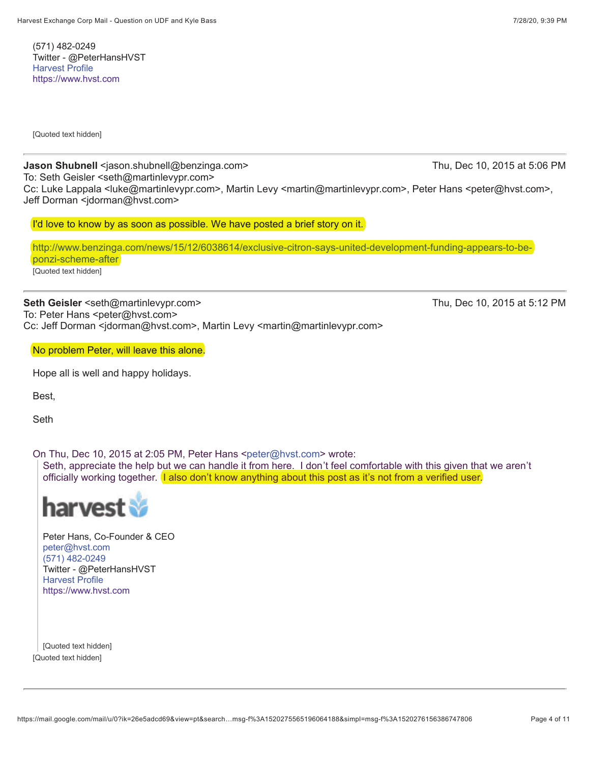(571) 482-0249
Twitter - @PeterHansHVST
Harvest Profile
https://www.hvst.com

[Quoted text hidden]

---

**Jason Shubnell** <jason.shubnell@benzinga.com> Thu, Dec 10, 2015 at 5:06 PM
To: Seth Geisler <seth@martinlevypr.com>
Cc: Luke Lappala <luke@martinlevypr.com>, Martin Levy <martin@martinlevypr.com>, Peter Hans <peter@hvst.com>, Jeff Dorman <jdorman@hvst.com>

I'd love to know by as soon as possible. We have posted a brief story on it.

http://www.benzinga.com/news/15/12/6038614/exclusive-citron-says-united-development-funding-appears-to-be-ponzi-scheme-after

[Quoted text hidden]

---

**Seth Geisler** <seth@martinlevypr.com> Thu, Dec 10, 2015 at 5:12 PM
To: Peter Hans <peter@hvst.com>
Cc: Jeff Dorman <jdorman@hvst.com>, Martin Levy <martin@martinlevypr.com>

No problem Peter, will leave this alone.

Hope all is well and happy holidays.

Best,

Seth

On Thu, Dec 10, 2015 at 2:05 PM, Peter Hans <peter@hvst.com> wrote:

> Seth, appreciate the help but we can handle it from here. I don't feel comfortable with this given that we aren't officially working together. I also don't know anything about this post as it's not from a verified user.
>
> harvest
>
> Peter Hans, Co-Founder & CEO
> peter@hvst.com
> (571) 482-0249
> Twitter - @PeterHansHVST
> Harvest Profile
> https://www.hvst.com
>
> [Quoted text hidden]

[Quoted text hidden]

---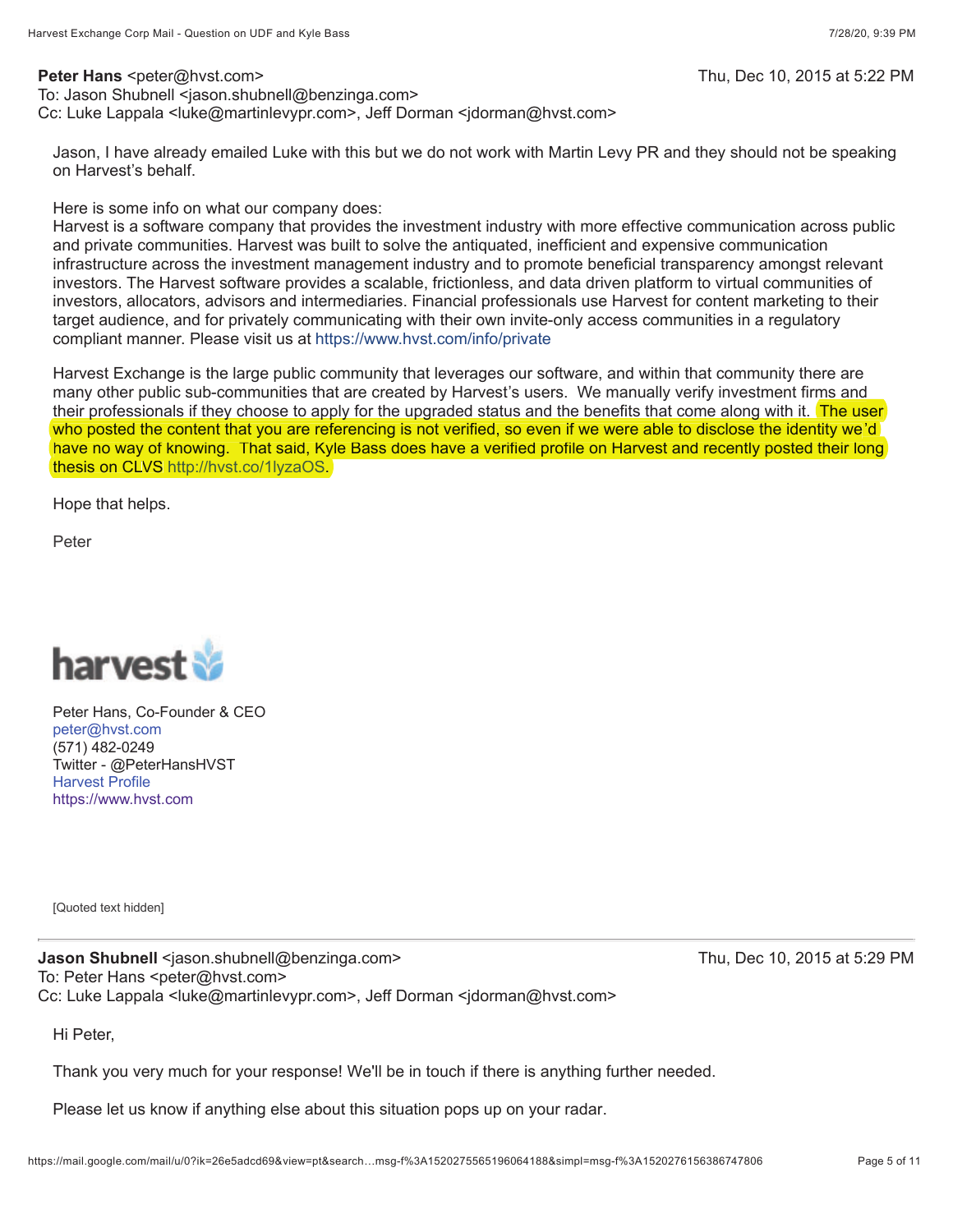**Peter Hans** <peter@hvst.com>
To: Jason Shubnell <jason.shubnell@benzinga.com>
Cc: Luke Lappala <luke@martinlevypr.com>, Jeff Dorman <jdorman@hvst.com>

Thu, Dec 10, 2015 at 5:22 PM

Jason, I have already emailed Luke with this but we do not work with Martin Levy PR and they should not be speaking on Harvest's behalf.

Here is some info on what our company does:
Harvest is a software company that provides the investment industry with more effective communication across public and private communities. Harvest was built to solve the antiquated, inefficient and expensive communication infrastructure across the investment management industry and to promote beneficial transparency amongst relevant investors. The Harvest software provides a scalable, frictionless, and data driven platform to virtual communities of investors, allocators, advisors and intermediaries. Financial professionals use Harvest for content marketing to their target audience, and for privately communicating with their own invite-only access communities in a regulatory compliant manner. Please visit us at https://www.hvst.com/info/private

Harvest Exchange is the large public community that leverages our software, and within that community there are many other public sub-communities that are created by Harvest's users. We manually verify investment firms and their professionals if they choose to apply for the upgraded status and the benefits that come along with it. The user who posted the content that you are referencing is not verified, so even if we were able to disclose the identity we'd have no way of knowing. That said, Kyle Bass does have a verified profile on Harvest and recently posted their long thesis on CLVS http://hvst.co/1lyzaOS.

Hope that helps.

Peter

harvest

Peter Hans, Co-Founder & CEO
peter@hvst.com
(571) 482-0249
Twitter - @PeterHansHVST
Harvest Profile
https://www.hvst.com

[Quoted text hidden]

---

**Jason Shubnell** <jason.shubnell@benzinga.com>
To: Peter Hans <peter@hvst.com>
Cc: Luke Lappala <luke@martinlevypr.com>, Jeff Dorman <jdorman@hvst.com>

Thu, Dec 10, 2015 at 5:29 PM

Hi Peter,

Thank you very much for your response! We'll be in touch if there is anything further needed.

Please let us know if anything else about this situation pops up on your radar.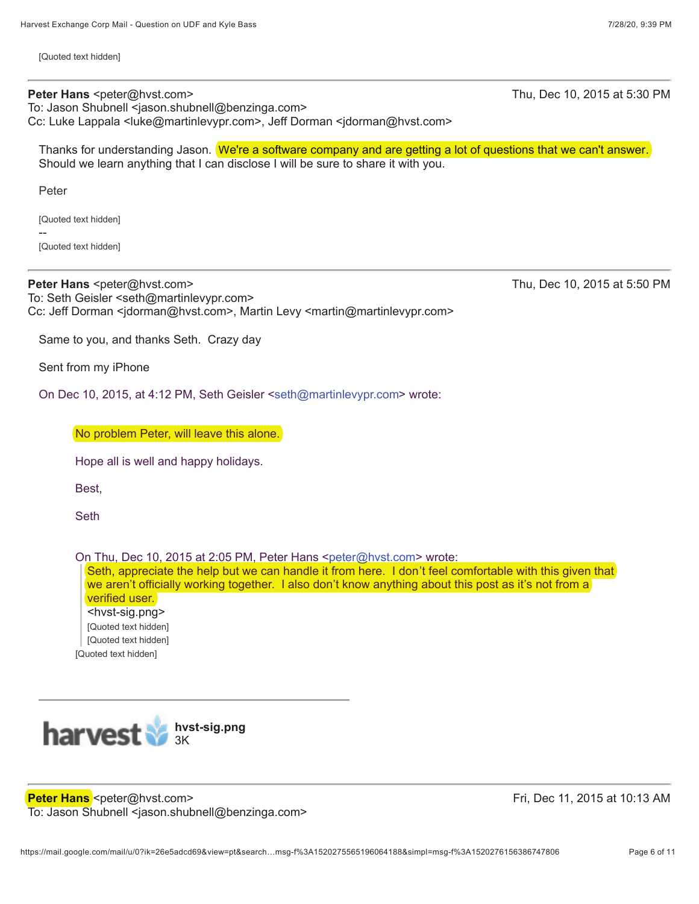[Quoted text hidden]

---

**Peter Hans** <peter@hvst.com> — Thu, Dec 10, 2015 at 5:30 PM
To: Jason Shubnell <jason.shubnell@benzinga.com>
Cc: Luke Lappala <luke@martinlevypr.com>, Jeff Dorman <jdorman@hvst.com>

Thanks for understanding Jason. We're a software company and are getting a lot of questions that we can't answer. Should we learn anything that I can disclose I will be sure to share it with you.

Peter

[Quoted text hidden]
--
[Quoted text hidden]

---

**Peter Hans** <peter@hvst.com> — Thu, Dec 10, 2015 at 5:50 PM
To: Seth Geisler <seth@martinlevypr.com>
Cc: Jeff Dorman <jdorman@hvst.com>, Martin Levy <martin@martinlevypr.com>

Same to you, and thanks Seth. Crazy day

Sent from my iPhone

On Dec 10, 2015, at 4:12 PM, Seth Geisler <seth@martinlevypr.com> wrote:

> No problem Peter, will leave this alone.
>
> Hope all is well and happy holidays.
>
> Best,
>
> Seth
>
> On Thu, Dec 10, 2015 at 2:05 PM, Peter Hans <peter@hvst.com> wrote:
>
> > Seth, appreciate the help but we can handle it from here. I don't feel comfortable with this given that we aren't officially working together. I also don't know anything about this post as it's not from a verified user.
> > <hvst-sig.png>
> > [Quoted text hidden]
> > [Quoted text hidden]
>
> [Quoted text hidden]

---

harvest **hvst-sig.png**
3K

---

**Peter Hans** <peter@hvst.com> — Fri, Dec 11, 2015 at 10:13 AM
To: Jason Shubnell <jason.shubnell@benzinga.com>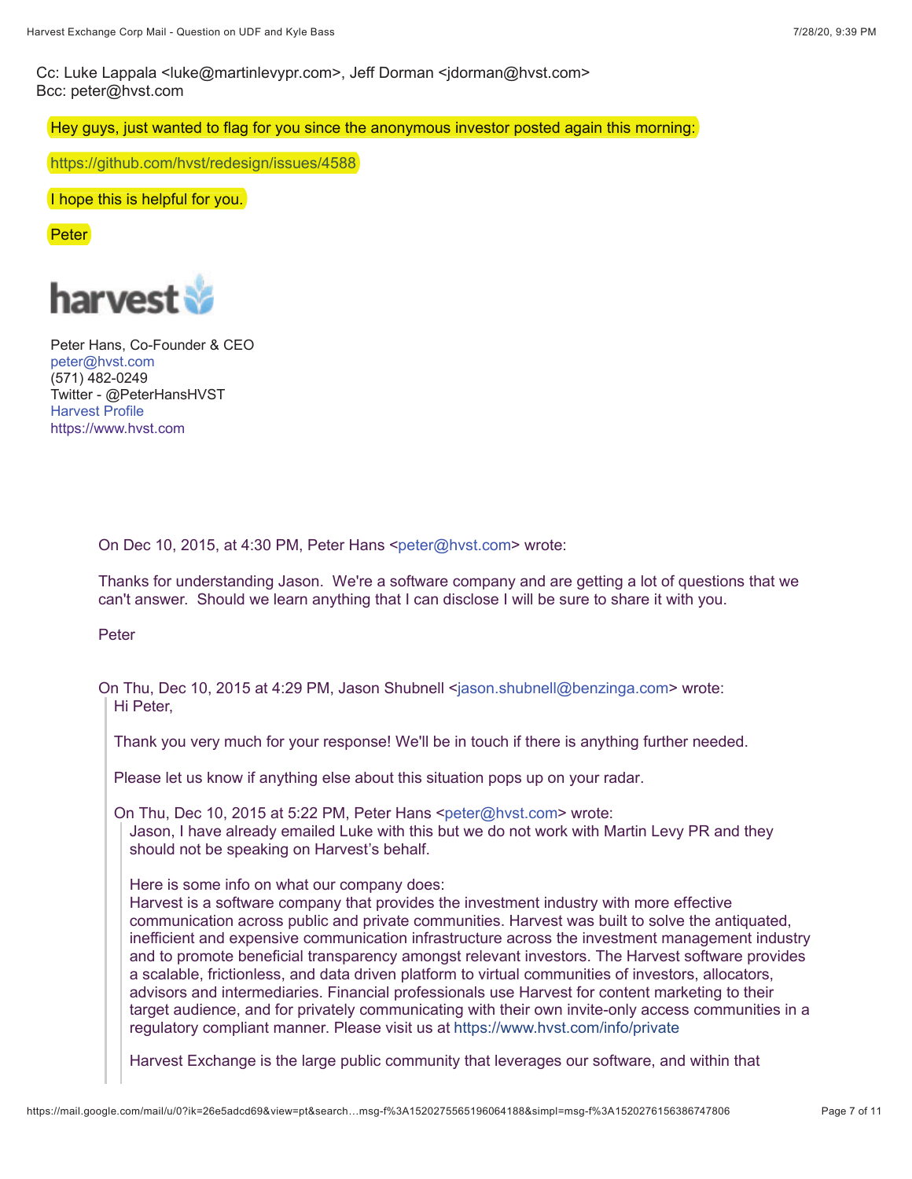Cc: Luke Lappala <luke@martinlevypr.com>, Jeff Dorman <jdorman@hvst.com>
Bcc: peter@hvst.com

Hey guys, just wanted to flag for you since the anonymous investor posted again this morning:

https://github.com/hvst/redesign/issues/4588

I hope this is helpful for you.

Peter

harvest

Peter Hans, Co-Founder & CEO
peter@hvst.com
(571) 482-0249
Twitter - @PeterHansHVST
Harvest Profile
https://www.hvst.com

On Dec 10, 2015, at 4:30 PM, Peter Hans <peter@hvst.com> wrote:

Thanks for understanding Jason. We're a software company and are getting a lot of questions that we can't answer. Should we learn anything that I can disclose I will be sure to share it with you.

Peter

On Thu, Dec 10, 2015 at 4:29 PM, Jason Shubnell <jason.shubnell@benzinga.com> wrote:

> Hi Peter,
>
> Thank you very much for your response! We'll be in touch if there is anything further needed.
>
> Please let us know if anything else about this situation pops up on your radar.
>
> On Thu, Dec 10, 2015 at 5:22 PM, Peter Hans <peter@hvst.com> wrote:
>
> > Jason, I have already emailed Luke with this but we do not work with Martin Levy PR and they should not be speaking on Harvest's behalf.
> >
> > Here is some info on what our company does:
> > Harvest is a software company that provides the investment industry with more effective communication across public and private communities. Harvest was built to solve the antiquated, inefficient and expensive communication infrastructure across the investment management industry and to promote beneficial transparency amongst relevant investors. The Harvest software provides a scalable, frictionless, and data driven platform to virtual communities of investors, allocators, advisors and intermediaries. Financial professionals use Harvest for content marketing to their target audience, and for privately communicating with their own invite-only access communities in a regulatory compliant manner. Please visit us at https://www.hvst.com/info/private
> >
> > Harvest Exchange is the large public community that leverages our software, and within that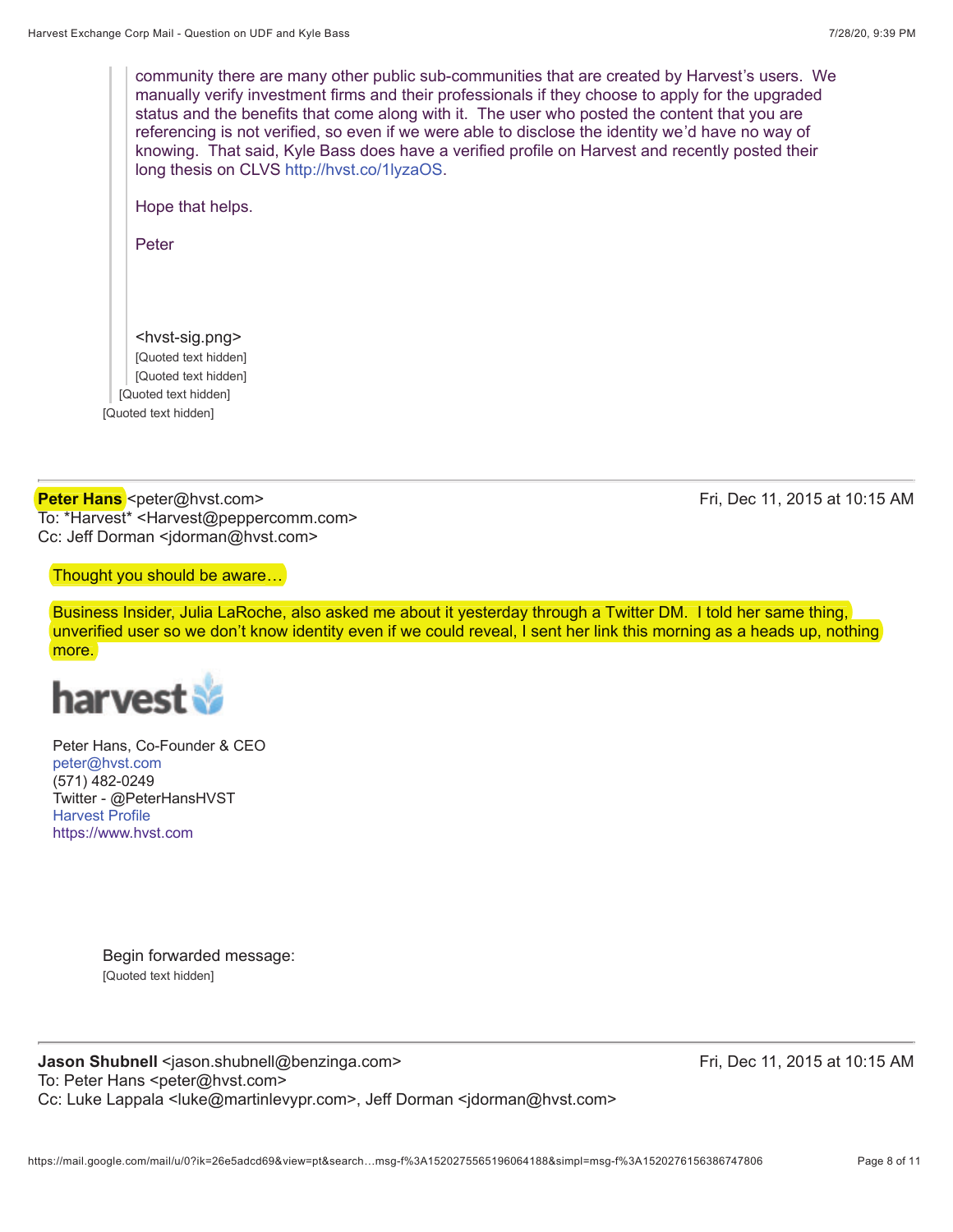> community there are many other public sub-communities that are created by Harvest's users. We manually verify investment firms and their professionals if they choose to apply for the upgraded status and the benefits that come along with it. The user who posted the content that you are referencing is not verified, so even if we were able to disclose the identity we'd have no way of knowing. That said, Kyle Bass does have a verified profile on Harvest and recently posted their long thesis on CLVS http://hvst.co/1lyzaOS.
>
> Hope that helps.
>
> Peter
>
> <hvst-sig.png>
> [Quoted text hidden]
> [Quoted text hidden]
> [Quoted text hidden]
> [Quoted text hidden]

---

**Peter Hans** <peter@hvst.com> — Fri, Dec 11, 2015 at 10:15 AM
To: *Harvest* <Harvest@peppercomm.com>
Cc: Jeff Dorman <jdorman@hvst.com>

Thought you should be aware…

Business Insider, Julia LaRoche, also asked me about it yesterday through a Twitter DM. I told her same thing, unverified user so we don't know identity even if we could reveal, I sent her link this morning as a heads up, nothing more.

harvest

Peter Hans, Co-Founder & CEO
peter@hvst.com
(571) 482-0249
Twitter - @PeterHansHVST
Harvest Profile
https://www.hvst.com

> Begin forwarded message:
> [Quoted text hidden]

---

**Jason Shubnell** <jason.shubnell@benzinga.com> — Fri, Dec 11, 2015 at 10:15 AM
To: Peter Hans <peter@hvst.com>
Cc: Luke Lappala <luke@martinlevypr.com>, Jeff Dorman <jdorman@hvst.com>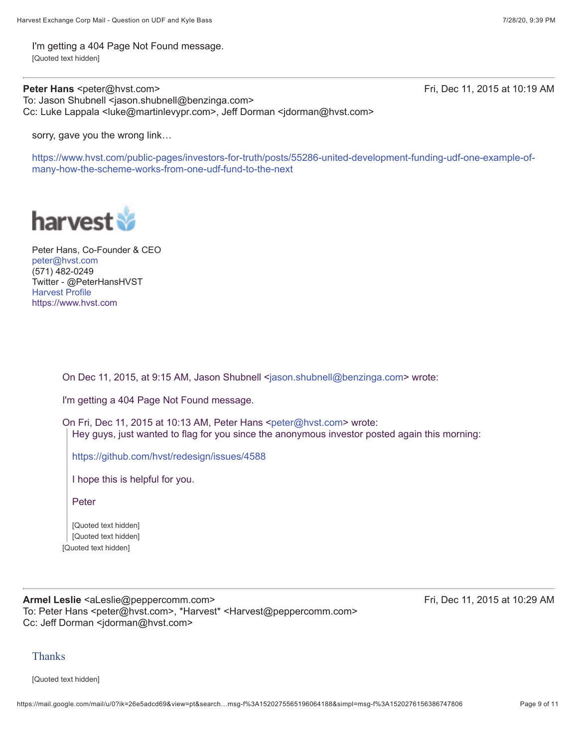I'm getting a 404 Page Not Found message.
[Quoted text hidden]

---

**Peter Hans** <peter@hvst.com> Fri, Dec 11, 2015 at 10:19 AM
To: Jason Shubnell <jason.shubnell@benzinga.com>
Cc: Luke Lappala <luke@martinlevypr.com>, Jeff Dorman <jdorman@hvst.com>

sorry, gave you the wrong link…

https://www.hvst.com/public-pages/investors-for-truth/posts/55286-united-development-funding-udf-one-example-of-many-how-the-scheme-works-from-one-udf-fund-to-the-next

harvest

Peter Hans, Co-Founder & CEO
peter@hvst.com
(571) 482-0249
Twitter - @PeterHansHVST
Harvest Profile
https://www.hvst.com

> On Dec 11, 2015, at 9:15 AM, Jason Shubnell <jason.shubnell@benzinga.com> wrote:
>
> I'm getting a 404 Page Not Found message.
>
> On Fri, Dec 11, 2015 at 10:13 AM, Peter Hans <peter@hvst.com> wrote:
>> Hey guys, just wanted to flag for you since the anonymous investor posted again this morning:
>>
>> https://github.com/hvst/redesign/issues/4588
>>
>> I hope this is helpful for you.
>>
>> Peter
>>
>> [Quoted text hidden]
>> [Quoted text hidden]
>
> [Quoted text hidden]

---

**Armel Leslie** <aLeslie@peppercomm.com> Fri, Dec 11, 2015 at 10:29 AM
To: Peter Hans <peter@hvst.com>, *Harvest* <Harvest@peppercomm.com>
Cc: Jeff Dorman <jdorman@hvst.com>

Thanks

[Quoted text hidden]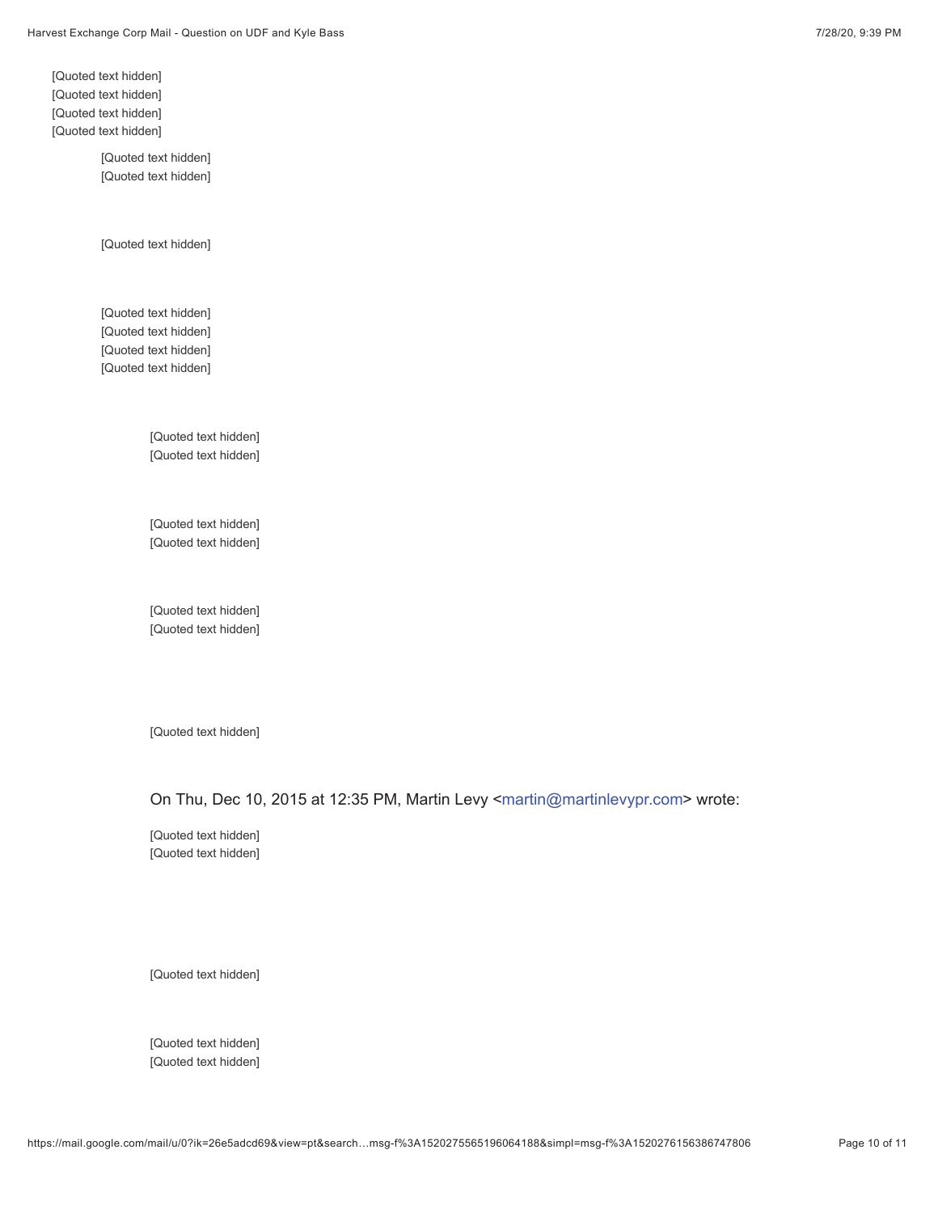[Quoted text hidden]
[Quoted text hidden]
[Quoted text hidden]
[Quoted text hidden]

[Quoted text hidden]
[Quoted text hidden]

[Quoted text hidden]

[Quoted text hidden]
[Quoted text hidden]
[Quoted text hidden]
[Quoted text hidden]

[Quoted text hidden]
[Quoted text hidden]

[Quoted text hidden]
[Quoted text hidden]

[Quoted text hidden]
[Quoted text hidden]

[Quoted text hidden]

On Thu, Dec 10, 2015 at 12:35 PM, Martin Levy <martin@martinlevypr.com> wrote:

[Quoted text hidden]
[Quoted text hidden]

[Quoted text hidden]

[Quoted text hidden]
[Quoted text hidden]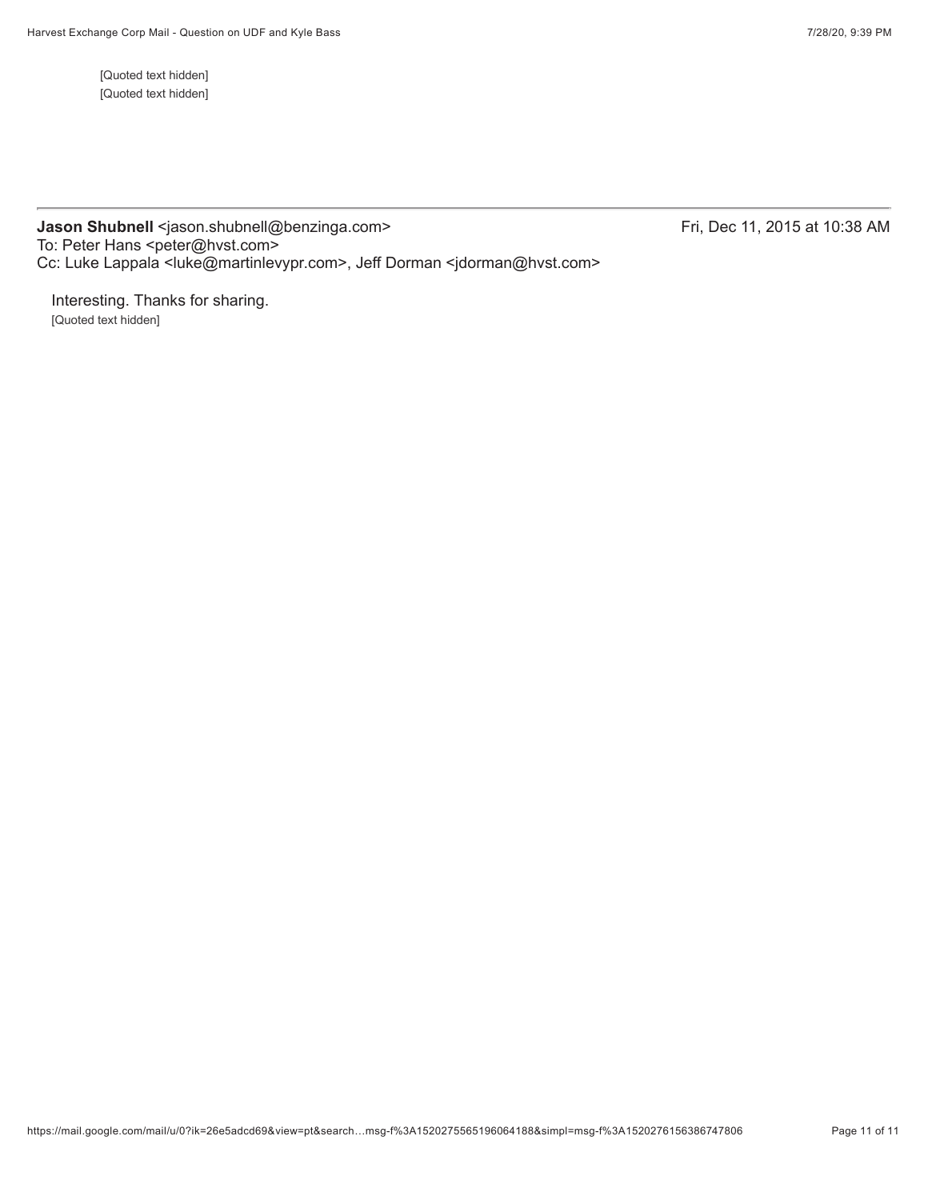[Quoted text hidden]
[Quoted text hidden]

---

**Jason Shubnell** <jason.shubnell@benzinga.com> Fri, Dec 11, 2015 at 10:38 AM
To: Peter Hans <peter@hvst.com>
Cc: Luke Lappala <luke@martinlevypr.com>, Jeff Dorman <jdorman@hvst.com>

Interesting. Thanks for sharing.
[Quoted text hidden]